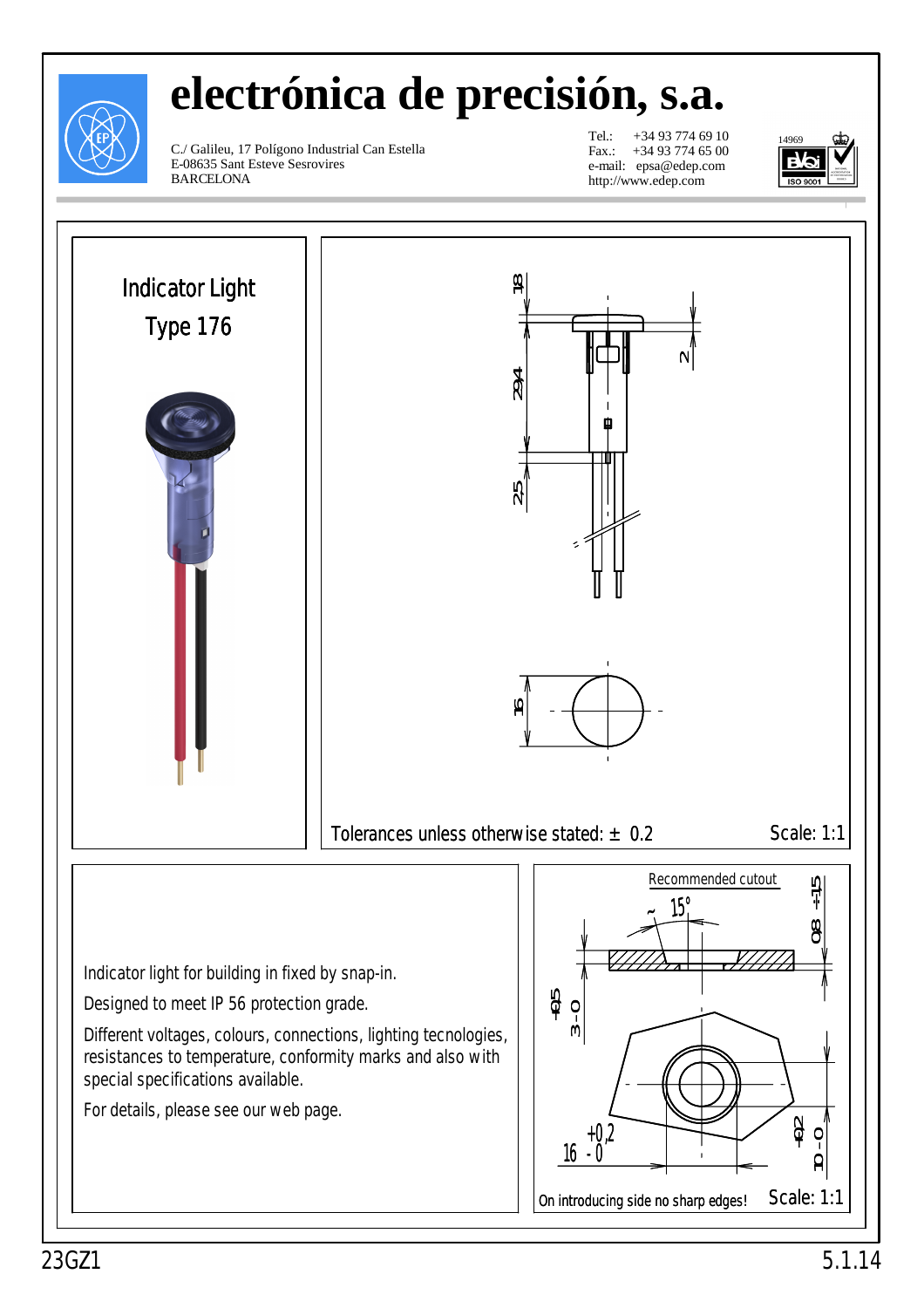# electrónica de precisión, s.a.

C./ Galileu, 17 Polígono Industrial Can Estella
E-08635 Sant Esteve Sesrovires
BARCELONA

Tel.: +34 93 774 69 10
Fax.: +34 93 774 65 00
e-mail: epsa@edep.com
http://www.edep.com

## Indicator Light
## Type 176

Tolerances unless otherwise stated: ± 0.2

Scale: 1:1

Recommended cutout

On introducing side no sharp edges!

Scale: 1:1

Indicator light for building in fixed by snap-in.

Designed to meet IP 56 protection grade.

Different voltages, colours, connections, lighting tecnologies, resistances to temperature, conformity marks and also with special specifications available.

For details, please see our web page.

23GZ1

5.1.14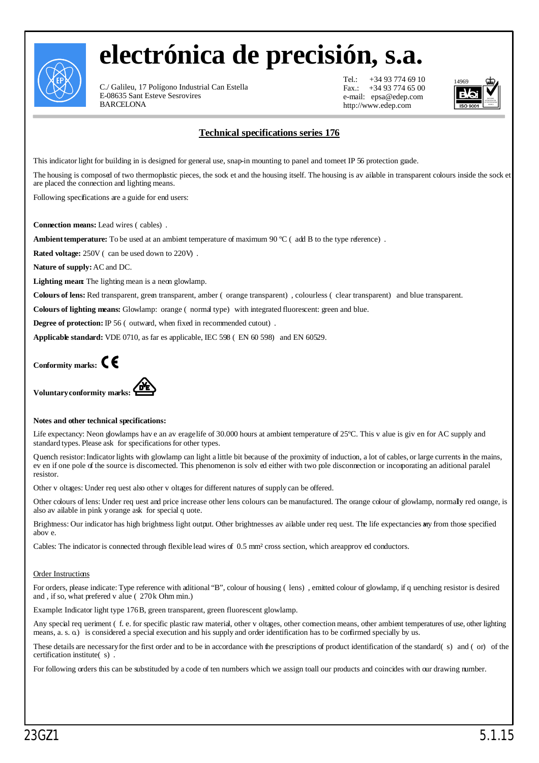# electrónica de precisión, s.a.

C./ Galileu, 17 Polígono Industrial Can Estella
E-08635 Sant Esteve Sesrovires
BARCELONA

Tel.: +34 93 774 69 10
Fax.: +34 93 774 65 00
e-mail: epsa@edep.com
http://www.edep.com

## Technical specifications series 176

This indicator light for building in is designed for general use, snap-in mounting to panel and tomeet IP 56 protection grade.

The housing is composed of two thermoplastic pieces, the sock et and the housing itself. The housing is av ailable in transparent colours inside the sock et are placed the connection and lighting means.

Following specifications are a guide for end users:

**Connection means:** Lead wires ( cables) .

**Ambient temperature:** To be used at an ambient temperature of maximum 90 ºC ( add B to the type reference) .

**Rated voltage:** 250V ( can be used down to 220V) .

**Nature of supply:** AC and DC.

**Lighting mean:** The lighting mean is a neon glowlamp.

**Colours of lens:** Red transparent, green transparent, amber ( orange transparent) , colourless ( clear transparent) and blue transparent.

**Colours of lighting means:** Glowlamp: orange ( normal type) with integrated fluorescent: green and blue.

**Degree of protection:** IP 56 ( outward, when fixed in recommended cutout) .

**Applicable standard:** VDE 0710, as far es applicable, IEC 598 ( EN 60 598) and EN 60529.

**Conformity marks:** CE

**Voluntary conformity marks:** VDE

**Notes and other technical specifications:**

Life expectancy: Neon glowlamps hav e an av erage life of 30.000 hours at ambient temperature of 25ºC. This v alue is giv en for AC supply and standard types. Please ask for specifications for other types.

Quench resistor: Indicator lights with glowlamp can light a little bit because of the proximity of induction, a lot of cables, or large currents in the mains, ev en if one pole of the source is disconnected. This phenomenon is solv ed either with two pole disconnection or incorporating an aditional paralel resistor.

Other v oltages: Under req uest also other v oltages for different natures of supply can be offered.

Other colours of lens: Under req uest and price increase other lens colours can be manufactured. The orange colour of glowlamp, normally red orange, is also av ailable in pink y orange ask for special q uote.

Brightness: Our indicator has high brightness light output. Other brightnesses av ailable under req uest. The life expectancies vary from those specified abov e.

Cables: The indicator is connected through flexible lead wires of 0.5 mm² cross section, which are approv ed conductors.

Order Instructions

For orders, please indicate: Type reference with aditional "B", colour of housing ( lens) , emitted colour of glowlamp, if q uenching resistor is desired and , if so, what prefered v alue ( 270k Ohm min.)

Example: Indicator light type 176B, green transparent, green fluorescent glowlamp.

Any special req ueriment ( f. e. for specific plastic raw material, other v oltages, other connection means, other ambient temperatures of use, other lighting means, a. s. o.) is considered a special execution and his supply and order identification has to be confirmed specially by us.

These details are necessary for the first order and to be in accordance with the prescriptions of product identification of the standard( s) and ( or) of the certification institute( s) .

For following orders this can be substituded by a code of ten numbers which we assign to all our products and coincides with our drawing number.

23GZ1 5.1.15